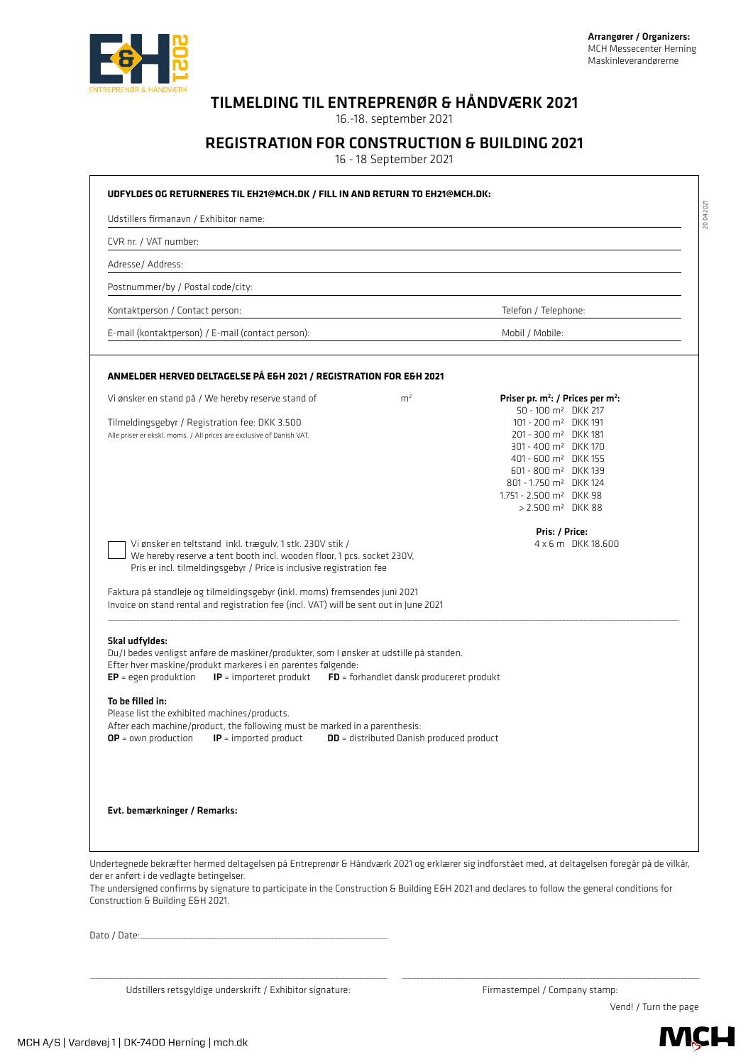**Arrangører / Organizers:**
MCH Messecenter Herning
Maskinleverandørerne

# TILMELDING TIL ENTREPRENØR & HÅNDVÆRK 2021

16.-18. september 2021

# REGISTRATION FOR CONSTRUCTION & BUILDING 2021

16 - 18 September 2021

**UDFYLDES OG RETURNERES TIL EH21@MCH.DK / FILL IN AND RETURN TO EH21@MCH.DK:**

Udstillers firmanavn / Exhibitor name: ______________________

CVR nr. / VAT number: ______________________

Adresse/ Address: ______________________

Postnummer/by / Postal code/city: ______________________

Kontaktperson / Contact person: ______________________ Telefon / Telephone: ______________________

E-mail (kontaktperson) / E-mail (contact person): ______________________ Mobil / Mobile: ______________________

**ANMELDER HERVED DELTAGELSE PÅ E&H 2021 / REGISTRATION FOR E&H 2021**

Vi ønsker en stand på / We hereby reserve stand of ______ m²

Tilmeldingsgebyr / Registration fee: DKK 3.500

Alle priser er ekskl. moms. / All prices are exclusive of Danish VAT.

**Priser pr. m²: / Prices per m²:**

| m² | DKK |
|---|---|
| 50 - 100 m² | DKK 217 |
| 101 - 200 m² | DKK 191 |
| 201 - 300 m² | DKK 181 |
| 301 - 400 m² | DKK 170 |
| 401 - 600 m² | DKK 155 |
| 601 - 800 m² | DKK 139 |
| 801 - 1.750 m² | DKK 124 |
| 1.751 - 2.500 m² | DKK 98 |
| > 2.500 m² | DKK 88 |

☐ Vi ønsker en teltstand inkl. trægulv, 1 stk. 230V stik /
We hereby reserve a tent booth incl. wooden floor, 1 pcs. socket 230V,
Pris er incl. tilmeldingsgebyr / Price is inclusive registration fee

**Pris: / Price:**
4 x 6 m DKK 18.600

Faktura på standleje og tilmeldingsgebyr (inkl. moms) fremsendes juni 2021
Invoice on stand rental and registration fee (incl. VAT) will be sent out in June 2021

**Skal udfyldes:**
Du/I bedes venligst anføre de maskiner/produkter, som I ønsker at udstille på standen.
Efter hver maskine/produkt markeres i en parentes følgende:
**EP** = egen produktion **IP** = importeret produkt **FD** = forhandlet dansk produceret produkt

**To be filled in:**
Please list the exhibited machines/products.
After each machine/product, the following must be marked in a parenthesis:
**OP** = own production **IP** = imported product **DD** = distributed Danish produced product

**Evt. bemærkninger / Remarks:**

Undertegnede bekræfter hermed deltagelsen på Entreprenør & Håndværk 2021 og erklærer sig indforstået med, at deltagelsen foregår på de vilkår, der er anført i de vedlagte betingelser.
The undersigned confirms by signature to participate in the Construction & Building E&H 2021 and declares to follow the general conditions for Construction & Building E&H 2021.

Dato / Date: ______________________

______________________ ______________________
Udstillers retsgyldige underskrift / Exhibitor signature: Firmastempel / Company stamp:

Vend! / Turn the page

MCH A/S | Vardevej 1 | DK-7400 Herning | mch.dk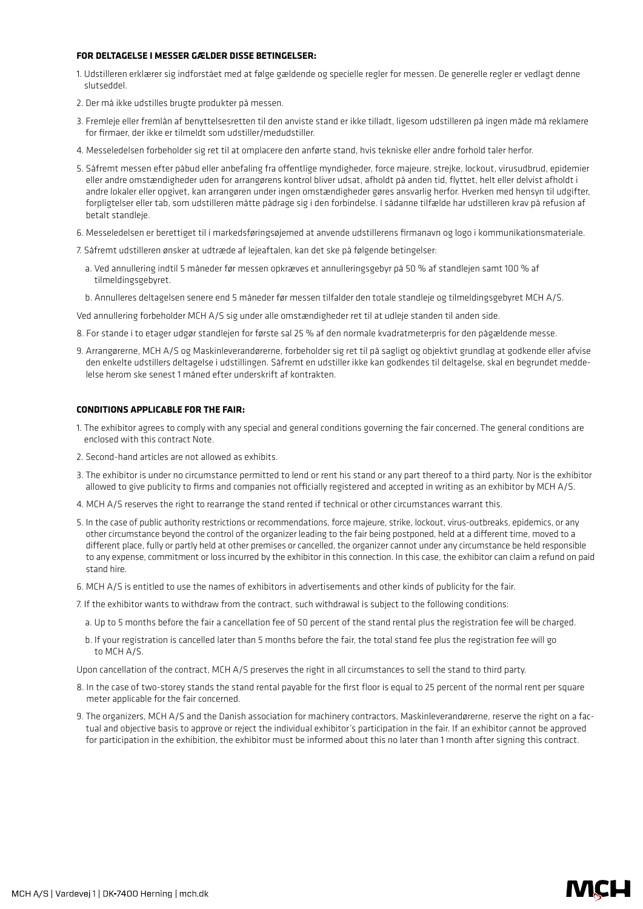**FOR DELTAGELSE I MESSER GÆLDER DISSE BETINGELSER:**

1. Udstilleren erklærer sig indforstået med at følge gældende og specielle regler for messen. De generelle regler er vedlagt denne slutseddel.
2. Der må ikke udstilles brugte produkter på messen.
3. Fremleje eller fremlån af benyttelsesretten til den anviste stand er ikke tilladt, ligesom udstilleren på ingen måde må reklamere for firmaer, der ikke er tilmeldt som udstiller/medudstiller.
4. Messeledelsen forbeholder sig ret til at omplacere den anførte stand, hvis tekniske eller andre forhold taler herfor.
5. Såfremt messen efter påbud eller anbefaling fra offentlige myndigheder, force majeure, strejke, lockout, virusudbrud, epidemier eller andre omstændigheder uden for arrangørens kontrol bliver udsat, afholdt på anden tid, flyttet, helt eller delvist afholdt i andre lokaler eller opgivet, kan arrangøren under ingen omstændigheder gøres ansvarlig herfor. Hverken med hensyn til udgifter, forpligtelser eller tab, som udstilleren måtte pådrage sig i den forbindelse. I sådanne tilfælde har udstilleren krav på refusion af betalt standleje.
6. Messeledelsen er berettiget til i markedsføringsøjemed at anvende udstillerens firmanavn og logo i kommunikationsmateriale.
7. Såfremt udstilleren ønsker at udtræde af lejeaftalen, kan det ske på følgende betingelser:
   a. Ved annullering indtil 5 måneder før messen opkræves et annulleringsgebyr på 50 % af standlejen samt 100 % af tilmeldingsgebyret.
   b. Annulleres deltagelsen senere end 5 måneder før messen tilfalder den totale standleje og tilmeldingsgebyret MCH A/S.

Ved annullering forbeholder MCH A/S sig under alle omstændigheder ret til at udleje standen til anden side.

8. For stande i to etager udgør standlejen for første sal 25 % af den normale kvadratmeterpris for den pågældende messe.
9. Arrangørerne, MCH A/S og Maskinleverandørerne, forbeholder sig ret til på sagligt og objektivt grundlag at godkende eller afvise den enkelte udstillers deltagelse i udstillingen. Såfremt en udstiller ikke kan godkendes til deltagelse, skal en begrundet meddelelse herom ske senest 1 måned efter underskrift af kontrakten.

**CONDITIONS APPLICABLE FOR THE FAIR:**

1. The exhibitor agrees to comply with any special and general conditions governing the fair concerned. The general conditions are enclosed with this contract Note.
2. Second-hand articles are not allowed as exhibits.
3. The exhibitor is under no circumstance permitted to lend or rent his stand or any part thereof to a third party. Nor is the exhibitor allowed to give publicity to firms and companies not officially registered and accepted in writing as an exhibitor by MCH A/S.
4. MCH A/S reserves the right to rearrange the stand rented if technical or other circumstances warrant this.
5. In the case of public authority restrictions or recommendations, force majeure, strike, lockout, virus-outbreaks, epidemics, or any other circumstance beyond the control of the organizer leading to the fair being postponed, held at a different time, moved to a different place, fully or partly held at other premises or cancelled, the organizer cannot under any circumstance be held responsible to any expense, commitment or loss incurred by the exhibitor in this connection. In this case, the exhibitor can claim a refund on paid stand hire.
6. MCH A/S is entitled to use the names of exhibitors in advertisements and other kinds of publicity for the fair.
7. If the exhibitor wants to withdraw from the contract, such withdrawal is subject to the following conditions:
   a. Up to 5 months before the fair a cancellation fee of 50 percent of the stand rental plus the registration fee will be charged.
   b. If your registration is cancelled later than 5 months before the fair, the total stand fee plus the registration fee will go to MCH A/S.

Upon cancellation of the contract, MCH A/S preserves the right in all circumstances to sell the stand to third party.

8. In the case of two-storey stands the stand rental payable for the first floor is equal to 25 percent of the normal rent per square meter applicable for the fair concerned.
9. The organizers, MCH A/S and the Danish association for machinery contractors, Maskinleverandørerne, reserve the right on a factual and objective basis to approve or reject the individual exhibitor's participation in the fair. If an exhibitor cannot be approved for participation in the exhibition, the exhibitor must be informed about this no later than 1 month after signing this contract.

MCH A/S | Vardevej 1 | DK-7400 Herning | mch.dk